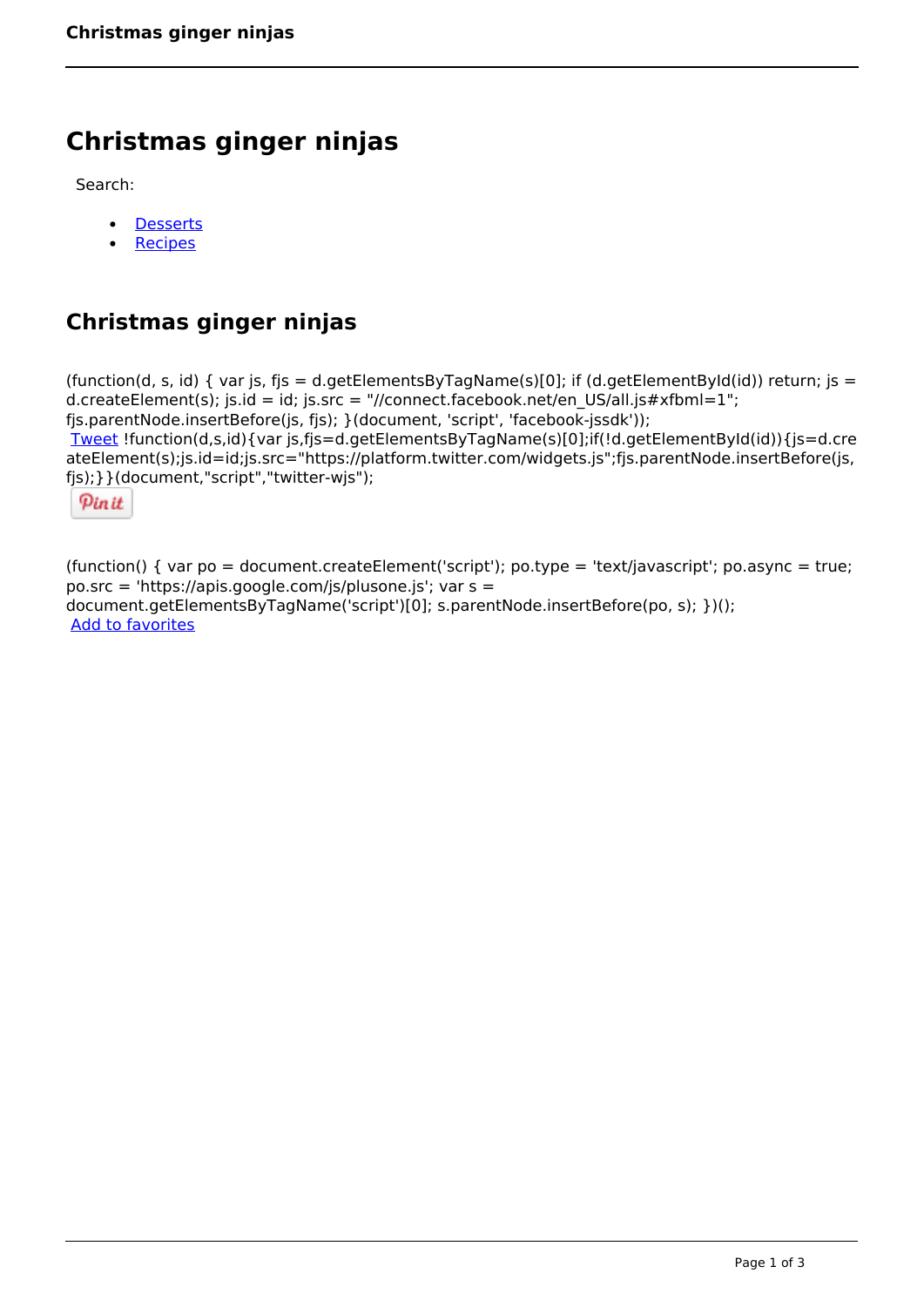# Christmas ginger ninjas

Search:

- Desserts
- Recipes

## Christmas ginger ninjas

```
(function(d, s, id) { var js, fjs = d.getElementsByTagName(s)[0]; if (d.getElementById(id)) return; js = d.createElement(s); js.id = id; js.src = "//connect.facebook.net/en_US/all.js#xfbml=1"; fjs.parentNode.insertBefore(js, fjs); }(document, 'script', 'facebook-jssdk'));
```

Tweet

```
!function(d,s,id){var js,fjs=d.getElementsByTagName(s)[0];if(!d.getElementById(id)){js=d.createElement(s);js.id=id;js.src="https://platform.twitter.com/widgets.js";fjs.parentNode.insertBefore(js,fjs);}}(document,"script","twitter-wjs");
```

Pin it

```
(function() { var po = document.createElement('script'); po.type = 'text/javascript'; po.async = true; po.src = 'https://apis.google.com/js/plusone.js'; var s = document.getElementsByTagName('script')[0]; s.parentNode.insertBefore(po, s); })();
```

Add to favorites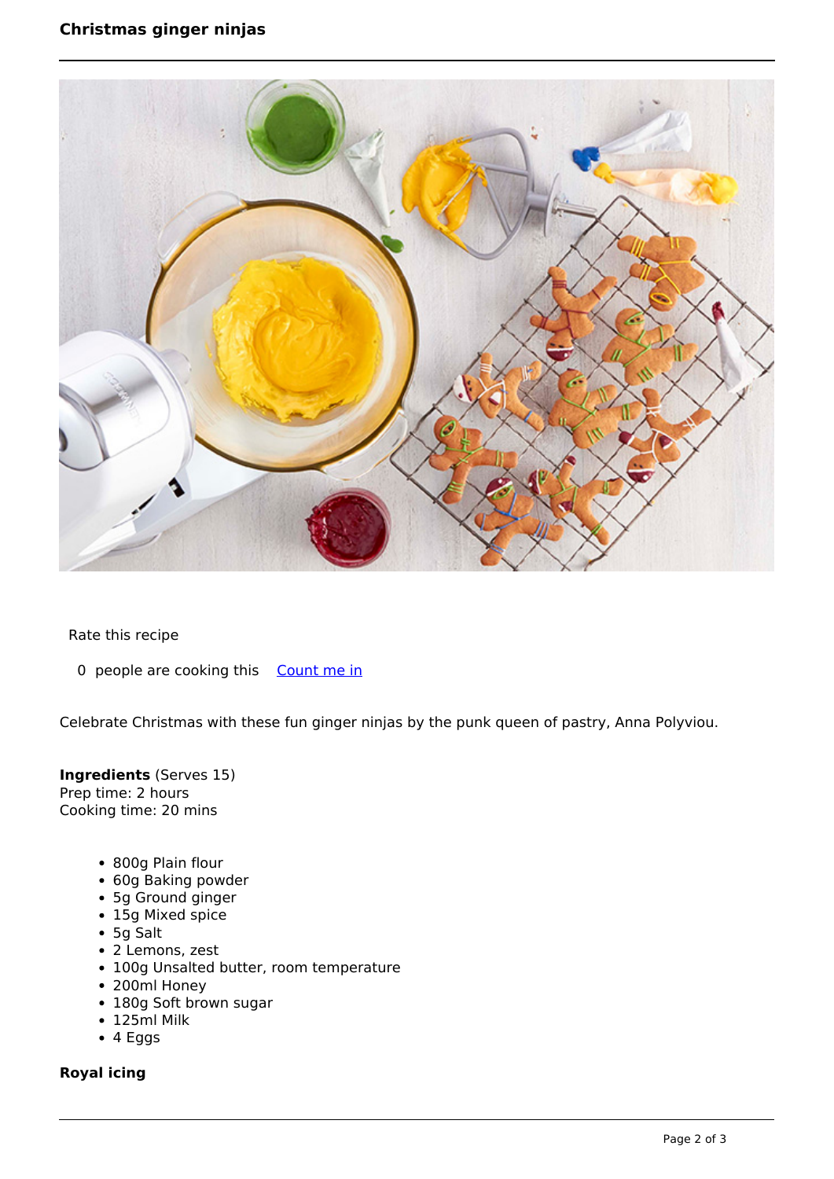# Christmas ginger ninjas

Rate this recipe

0 people are cooking this [Count me in]

Celebrate Christmas with these fun ginger ninjas by the punk queen of pastry, Anna Polyviou.

**Ingredients** (Serves 15)
Prep time: 2 hours
Cooking time: 20 mins

- 800g Plain flour
- 60g Baking powder
- 5g Ground ginger
- 15g Mixed spice
- 5g Salt
- 2 Lemons, zest
- 100g Unsalted butter, room temperature
- 200ml Honey
- 180g Soft brown sugar
- 125ml Milk
- 4 Eggs

**Royal icing**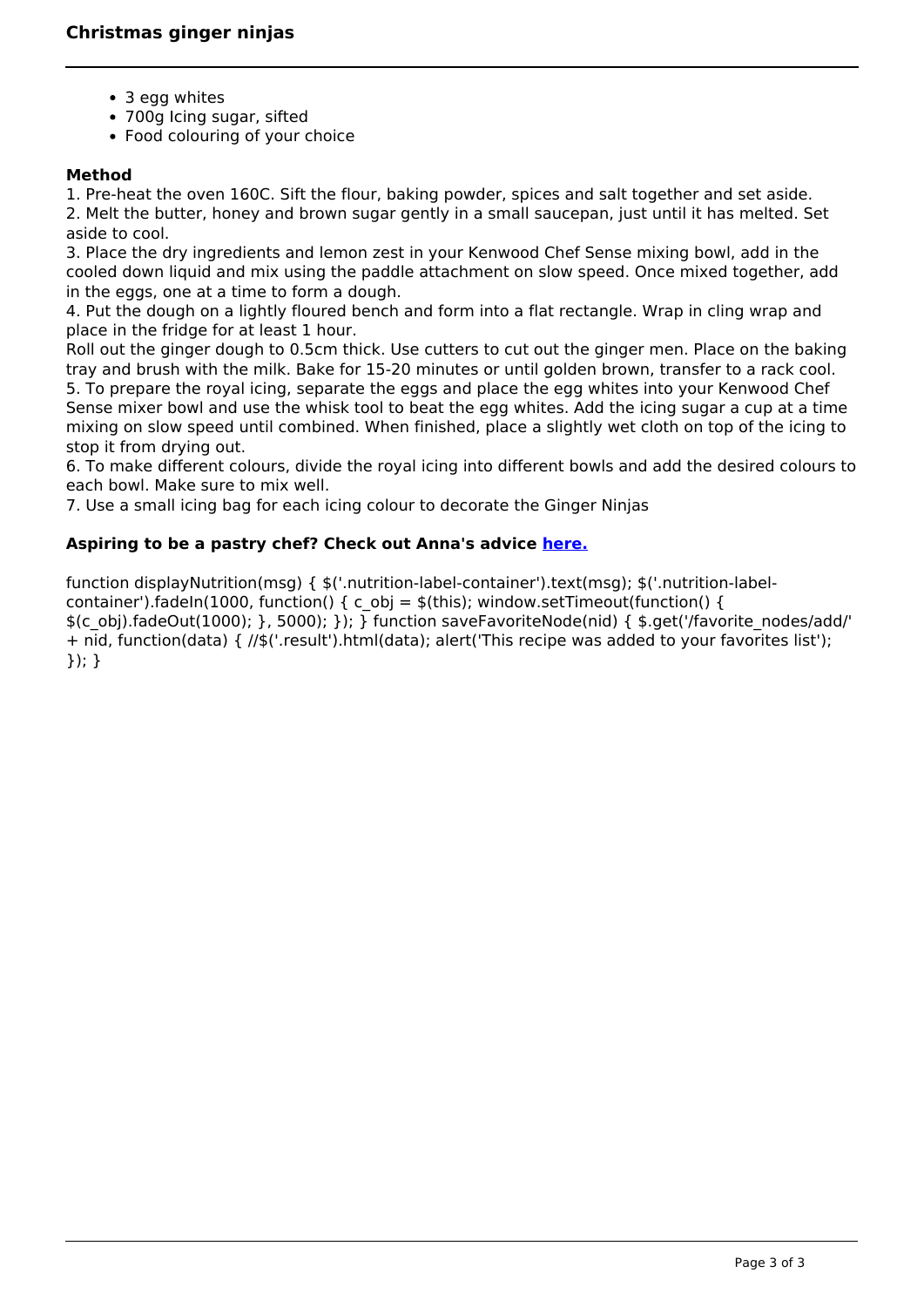- 3 egg whites
- 700g Icing sugar, sifted
- Food colouring of your choice

**Method**

1. Pre-heat the oven 160C. Sift the flour, baking powder, spices and salt together and set aside.
2. Melt the butter, honey and brown sugar gently in a small saucepan, just until it has melted. Set aside to cool.
3. Place the dry ingredients and lemon zest in your Kenwood Chef Sense mixing bowl, add in the cooled down liquid and mix using the paddle attachment on slow speed. Once mixed together, add in the eggs, one at a time to form a dough.
4. Put the dough on a lightly floured bench and form into a flat rectangle. Wrap in cling wrap and place in the fridge for at least 1 hour.

Roll out the ginger dough to 0.5cm thick. Use cutters to cut out the ginger men. Place on the baking tray and brush with the milk. Bake for 15-20 minutes or until golden brown, transfer to a rack cool.

5. To prepare the royal icing, separate the eggs and place the egg whites into your Kenwood Chef Sense mixer bowl and use the whisk tool to beat the egg whites. Add the icing sugar a cup at a time mixing on slow speed until combined. When finished, place a slightly wet cloth on top of the icing to stop it from drying out.
6. To make different colours, divide the royal icing into different bowls and add the desired colours to each bowl. Make sure to mix well.
7. Use a small icing bag for each icing colour to decorate the Ginger Ninjas

**Aspiring to be a pastry chef? Check out Anna's advice [here.]()**

```
function displayNutrition(msg) { $('.nutrition-label-container').text(msg); $('.nutrition-label-container').fadeIn(1000, function() { c_obj = $(this); window.setTimeout(function() { $(c_obj).fadeOut(1000); }, 5000); }); } function saveFavoriteNode(nid) { $.get('/favorite_nodes/add/' + nid, function(data) { //$('.result').html(data); alert('This recipe was added to your favorites list'); }); }
```